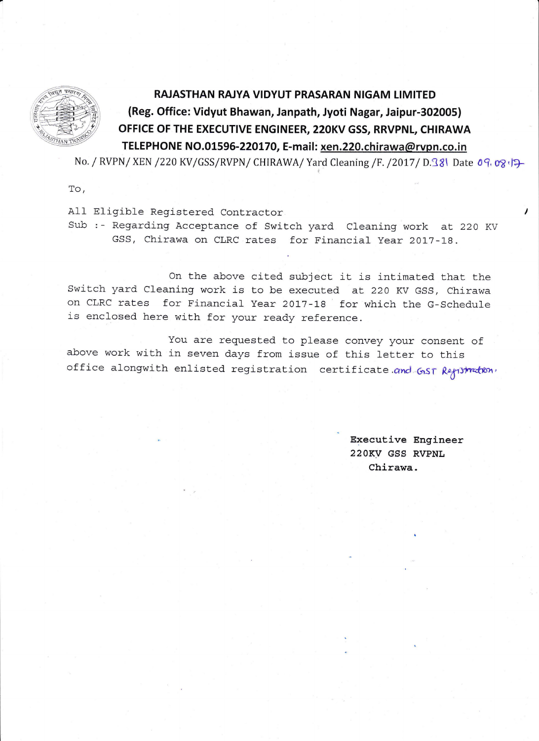# RAJASTHAN RAJYA VIDYUT PRASARAN NIGAM LIMITED

**(Reg. Office: Vidyut Bhawan, Janpath, Jyoti Nagar, Jaipur-302005)**

**OFFICE OF THE EXECUTIVE ENGINEER, 220KV GSS, RRVPNL, CHIRAWA**

**TELEPHONE NO.01596-220170, E-mail: xen.220.chirawa@rvpn.co.in**

No. / RVPN/ XEN /220 KV/GSS/RVPN/ CHIRAWA/ Yard Cleaning /F. /2017/ D.381 Date 09.08.17

To,

All Eligible Registered Contractor

Sub :- Regarding Acceptance of Switch yard Cleaning work at 220 KV GSS, Chirawa on CLRC rates for Financial Year 2017-18.

On the above cited subject it is intimated that the Switch yard Cleaning work is to be executed at 220 KV GSS, Chirawa on CLRC rates for Financial Year 2017-18 for which the G-Schedule is enclosed here with for your ready reference.

You are requested to please convey your consent of above work with in seven days from issue of this letter to this office alongwith enlisted registration certificate and GST Registration.

Executive Engineer
220KV GSS RVPNL
Chirawa.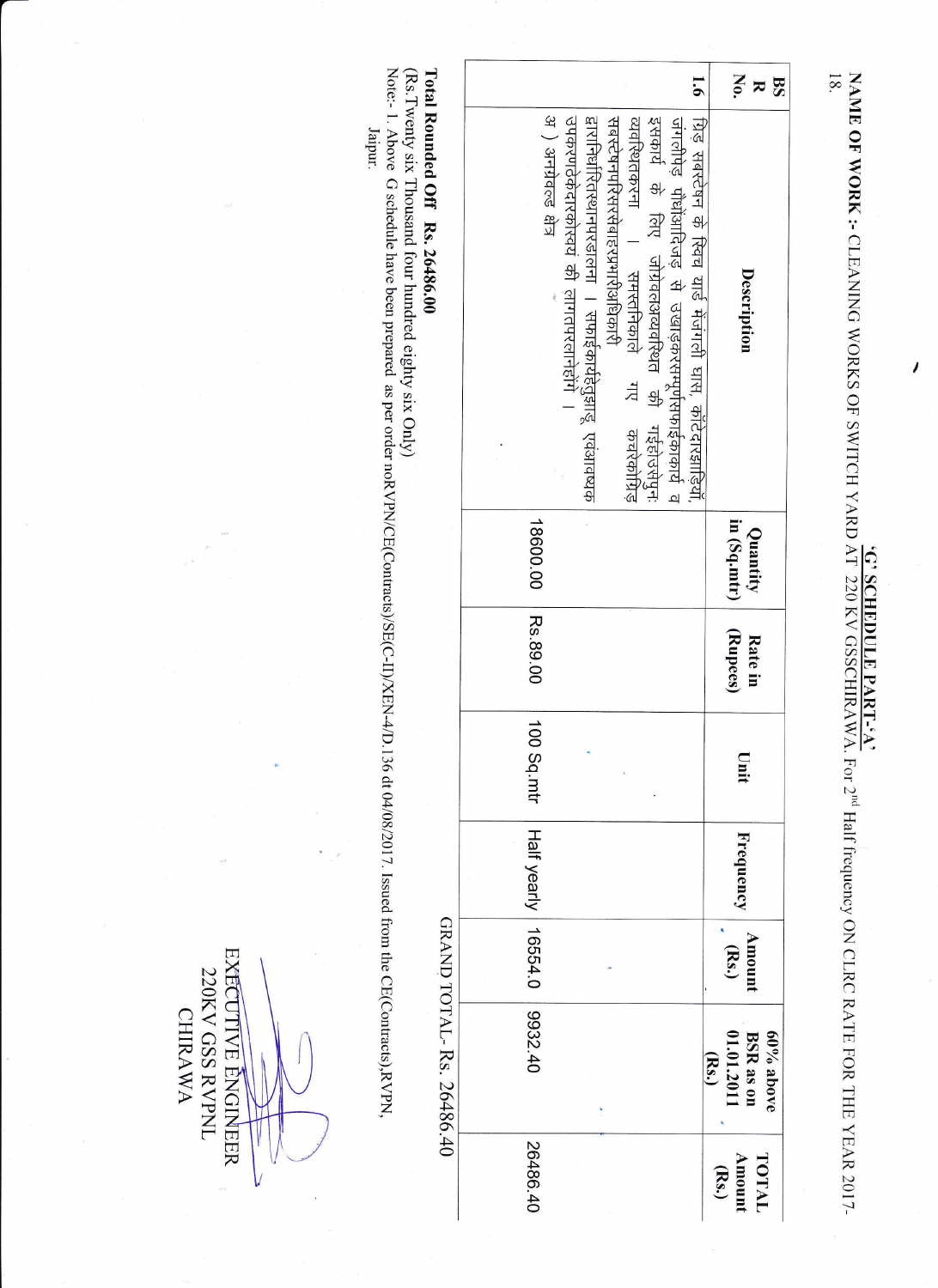## 'G' SCHEDULE PART-'A'

**NAME OF WORK :-** CLEANING WORKS OF SWITCH YARD AT 220 KV GSSCHIRAWA. For 2[nd] Half frequency ON CLRC RATE FOR THE YEAR 2017-18.

| BSR No. | Description | Quantity in (Sq.mtr) | Rate in (Rupees) | Unit | Frequency | Amount (Rs.) | 60% above BSR as on 01.01.2011 (Rs.) | TOTAL Amount (Rs.) |
|---|---|---|---|---|---|---|---|---|
| 1.6 | ग्रिड सबस्टेशन के स्विच यार्ड में जंगली घास, कंटीदारझाडियॉ, जंगलीपेड़ पौधेआदिजड़ से उखाड़करसम्पूर्णसफाईकार्य व इसकार्य के लिए जोभीलअपवर्तित की गईहोउसेपुनः व्यवस्थितकरना । समस्तनिकाले गए कचरेकोग्रिड सबस्टेशनपरिसरसेबाहरप्रभारीअधिकारी द्वारानिर्धारितस्थानपरडालना । सफाईकार्यहेतुझाडू एवंआवश्यक उपकरणठेकेदारकोस्वयं की लागतपरलानेहोंगे । अ ) अनग्रेवल्ड क्षेत्र | 18600.00 | Rs.89.00 | 100 Sq.mtr | Half yearly | 16554.0 | 9932.40 | 26486.40 |

GRAND TOTAL- Rs. 26486.40

**Total Rounded Off Rs. 26486.00**

(Rs.Twenty six Thousand four hundred eighty six Only)

Note:- 1. Above G schedule have been prepared as per order noRVPN/CE(Contracts)/SE(C-II)/XEN-4/D.136 dt 04/08/2017. Issued from the CE(Contracts),RVPN, Jaipur.

EXECUTIVE ENGINEER
220KV GSS RVPNL
CHIRAWA